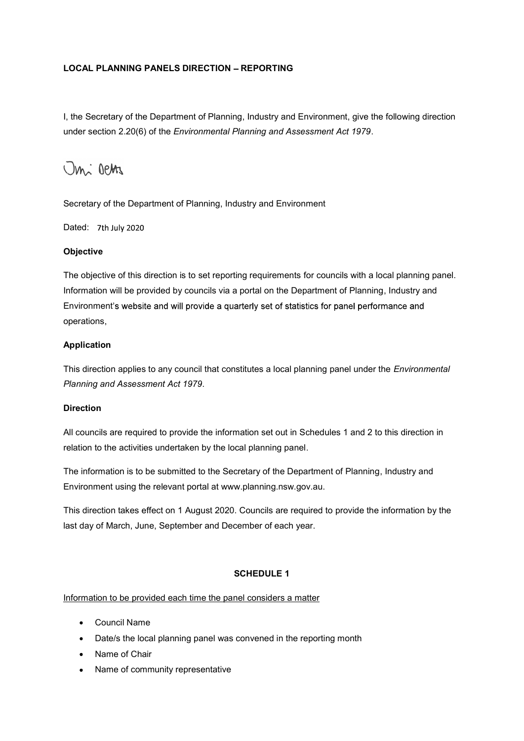**LOCAL PLANNING PANELS DIRECTION – REPORTING**

I, the Secretary of the Department of Planning, Industry and Environment, give the following direction under section 2.20(6) of the *Environmental Planning and Assessment Act 1979*.

Secretary of the Department of Planning, Industry and Environment

Dated: 7th July 2020

**Objective**

The objective of this direction is to set reporting requirements for councils with a local planning panel. Information will be provided by councils via a portal on the Department of Planning, Industry and Environment's website and will provide a quarterly set of statistics for panel performance and operations,

**Application**

This direction applies to any council that constitutes a local planning panel under the *Environmental Planning and Assessment Act 1979*.

**Direction**

All councils are required to provide the information set out in Schedules 1 and 2 to this direction in relation to the activities undertaken by the local planning panel.

The information is to be submitted to the Secretary of the Department of Planning, Industry and Environment using the relevant portal at www.planning.nsw.gov.au.

This direction takes effect on 1 August 2020. Councils are required to provide the information by the last day of March, June, September and December of each year.

**SCHEDULE 1**

Information to be provided each time the panel considers a matter

- Council Name
- Date/s the local planning panel was convened in the reporting month
- Name of Chair
- Name of community representative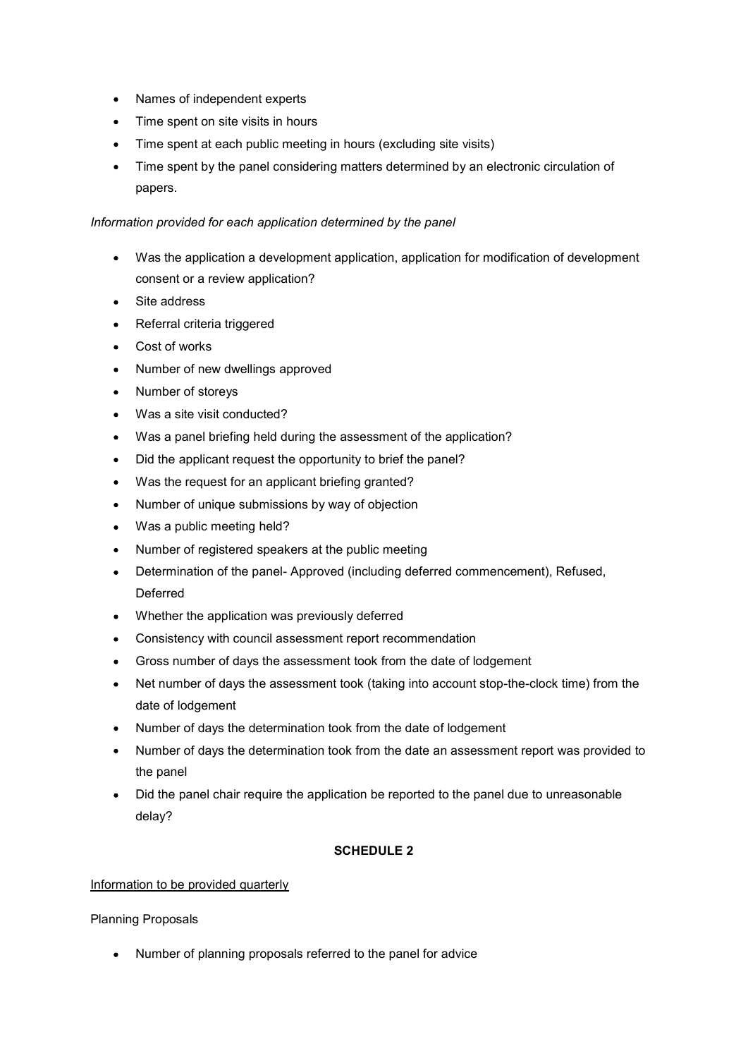- Names of independent experts
- Time spent on site visits in hours
- Time spent at each public meeting in hours (excluding site visits)
- Time spent by the panel considering matters determined by an electronic circulation of papers.

*Information provided for each application determined by the panel*

- Was the application a development application, application for modification of development consent or a review application?
- Site address
- Referral criteria triggered
- Cost of works
- Number of new dwellings approved
- Number of storeys
- Was a site visit conducted?
- Was a panel briefing held during the assessment of the application?
- Did the applicant request the opportunity to brief the panel?
- Was the request for an applicant briefing granted?
- Number of unique submissions by way of objection
- Was a public meeting held?
- Number of registered speakers at the public meeting
- Determination of the panel- Approved (including deferred commencement), Refused, Deferred
- Whether the application was previously deferred
- Consistency with council assessment report recommendation
- Gross number of days the assessment took from the date of lodgement
- Net number of days the assessment took (taking into account stop-the-clock time) from the date of lodgement
- Number of days the determination took from the date of lodgement
- Number of days the determination took from the date an assessment report was provided to the panel
- Did the panel chair require the application be reported to the panel due to unreasonable delay?

**SCHEDULE 2**

<u>Information to be provided quarterly</u>

Planning Proposals

- Number of planning proposals referred to the panel for advice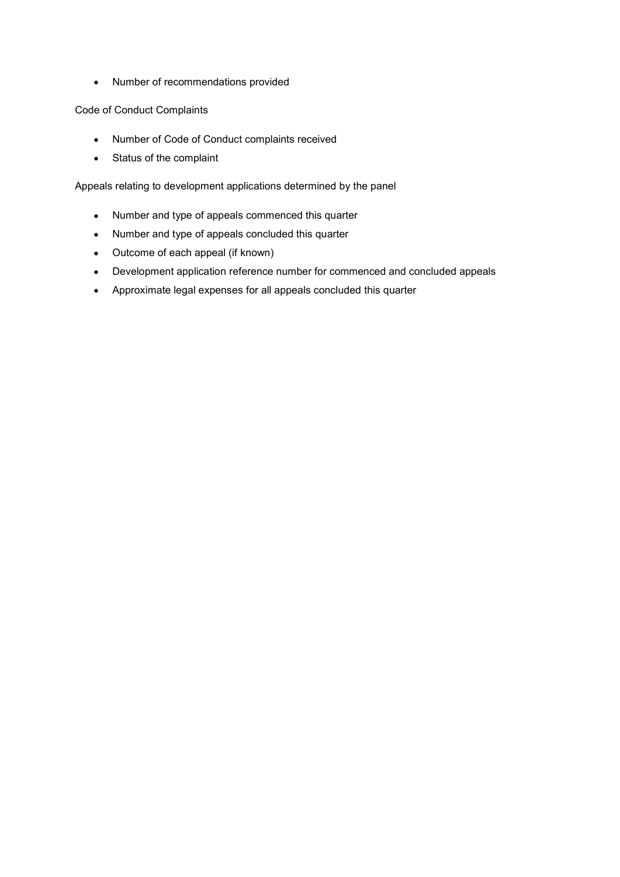- Number of recommendations provided

Code of Conduct Complaints

- Number of Code of Conduct complaints received
- Status of the complaint

Appeals relating to development applications determined by the panel

- Number and type of appeals commenced this quarter
- Number and type of appeals concluded this quarter
- Outcome of each appeal (if known)
- Development application reference number for commenced and concluded appeals
- Approximate legal expenses for all appeals concluded this quarter